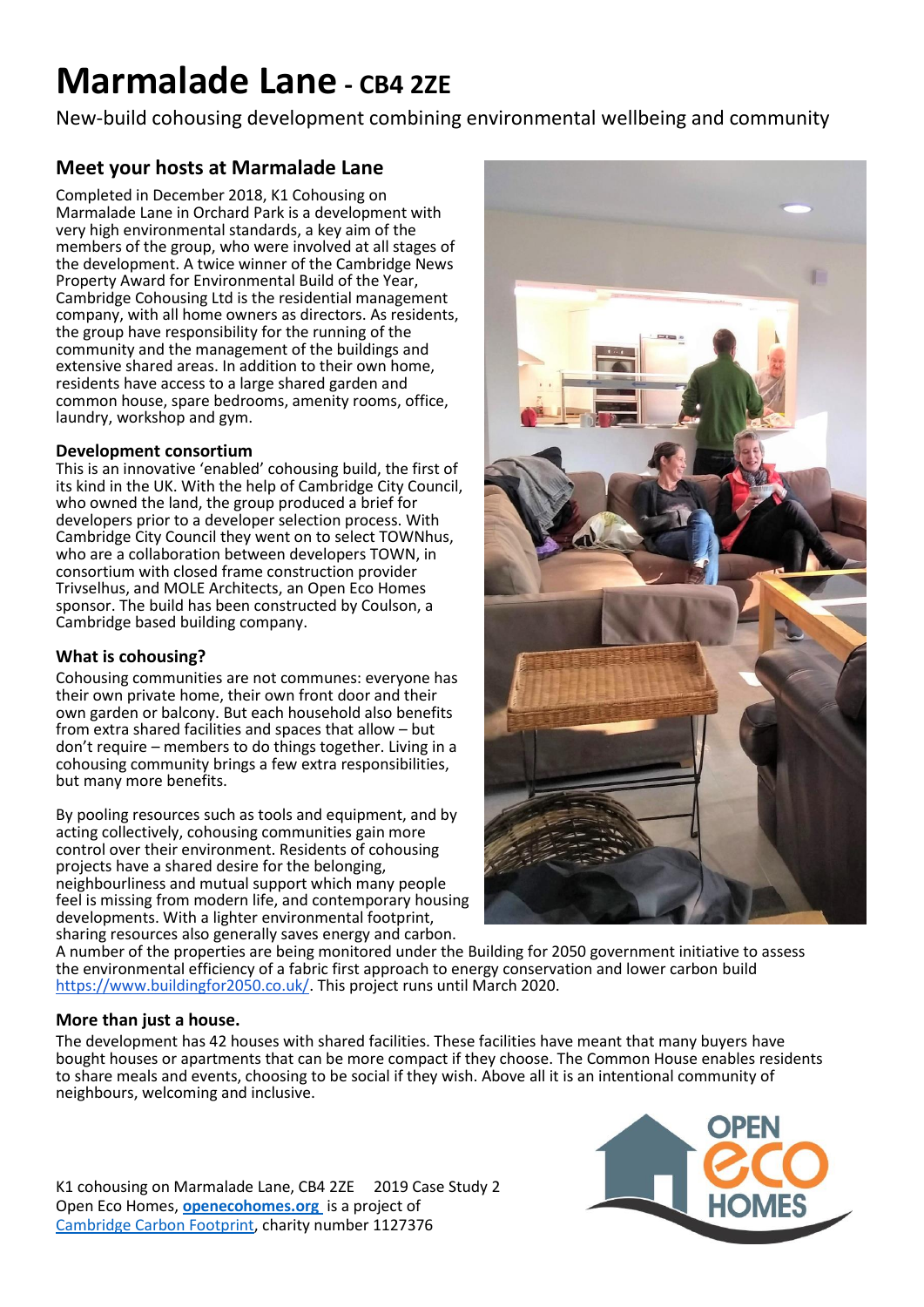# Marmalade Lane - CB4 2ZE

New-build cohousing development combining environmental wellbeing and community

## Meet your hosts at Marmalade Lane

Completed in December 2018, K1 Cohousing on Marmalade Lane in Orchard Park is a development with very high environmental standards, a key aim of the members of the group, who were involved at all stages of the development. A twice winner of the Cambridge News Property Award for Environmental Build of the Year, Cambridge Cohousing Ltd is the residential management company, with all home owners as directors. As residents, the group have responsibility for the running of the community and the management of the buildings and extensive shared areas. In addition to their own home, residents have access to a large shared garden and common house, spare bedrooms, amenity rooms, office, laundry, workshop and gym.

### Development consortium

This is an innovative 'enabled' cohousing build, the first of its kind in the UK. With the help of Cambridge City Council, who owned the land, the group produced a brief for developers prior to a developer selection process. With Cambridge City Council they went on to select TOWNhus, who are a collaboration between developers TOWN, in consortium with closed frame construction provider Trivselhus, and MOLE Architects, an Open Eco Homes sponsor. The build has been constructed by Coulson, a Cambridge based building company.

### What is cohousing?

Cohousing communities are not communes: everyone has their own private home, their own front door and their own garden or balcony. But each household also benefits from extra shared facilities and spaces that allow – but don't require – members to do things together. Living in a cohousing community brings a few extra responsibilities, but many more benefits.

By pooling resources such as tools and equipment, and by acting collectively, cohousing communities gain more control over their environment. Residents of cohousing projects have a shared desire for the belonging, neighbourliness and mutual support which many people feel is missing from modern life, and contemporary housing developments. With a lighter environmental footprint, sharing resources also generally saves energy and carbon.

A number of the properties are being monitored under the Building for 2050 government initiative to assess the environmental efficiency of a fabric first approach to energy conservation and lower carbon build https://www.buildingfor2050.co.uk/. This project runs until March 2020.

### More than just a house.

The development has 42 houses with shared facilities. These facilities have meant that many buyers have bought houses or apartments that can be more compact if they choose. The Common House enables residents to share meals and events, choosing to be social if they wish. Above all it is an intentional community of neighbours, welcoming and inclusive.

K1 cohousing on Marmalade Lane, CB4 2ZE 2019 Case Study 2
Open Eco Homes, **openecohomes.org** is a project of Cambridge Carbon Footprint, charity number 1127376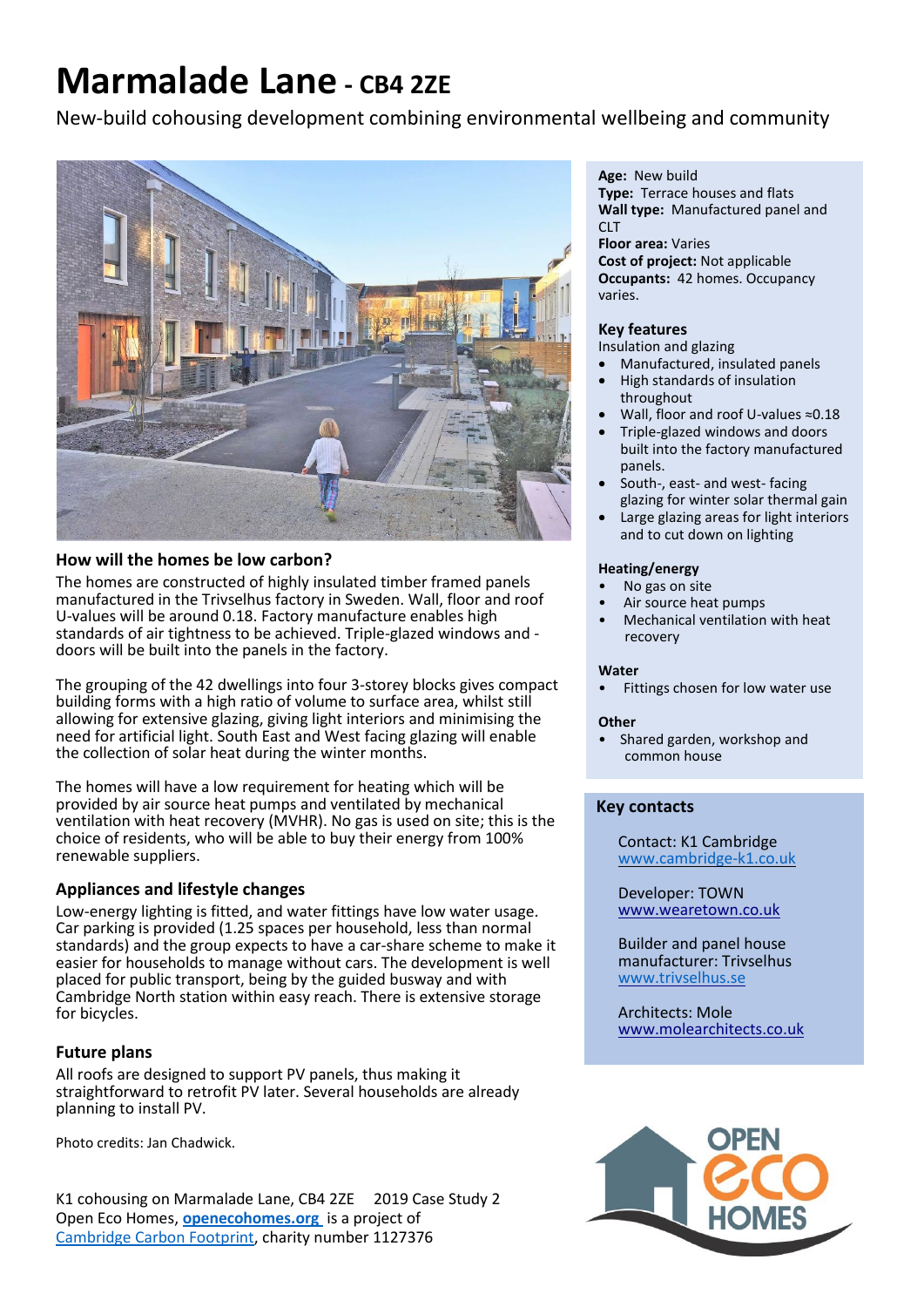# Marmalade Lane - CB4 2ZE

New-build cohousing development combining environmental wellbeing and community

**Age:** New build
**Type:** Terrace houses and flats
**Wall type:** Manufactured panel and CLT
**Floor area:** Varies
**Cost of project:** Not applicable
**Occupants:** 42 homes. Occupancy varies.

### Key features

Insulation and glazing

- Manufactured, insulated panels
- High standards of insulation throughout
- Wall, floor and roof U-values ≈0.18
- Triple-glazed windows and doors built into the factory manufactured panels.
- South-, east- and west- facing glazing for winter solar thermal gain
- Large glazing areas for light interiors and to cut down on lighting

#### Heating/energy

- No gas on site
- Air source heat pumps
- Mechanical ventilation with heat recovery

#### Water

- Fittings chosen for low water use

#### Other

- Shared garden, workshop and common house

### Key contacts

Contact: K1 Cambridge
www.cambridge-k1.co.uk

Developer: TOWN
www.wearetown.co.uk

Builder and panel house manufacturer: Trivselhus
www.trivselhus.se

Architects: Mole
www.molearchitects.co.uk

## How will the homes be low carbon?

The homes are constructed of highly insulated timber framed panels manufactured in the Trivselhus factory in Sweden. Wall, floor and roof U-values will be around 0.18. Factory manufacture enables high standards of air tightness to be achieved. Triple-glazed windows and - doors will be built into the panels in the factory.

The grouping of the 42 dwellings into four 3-storey blocks gives compact building forms with a high ratio of volume to surface area, whilst still allowing for extensive glazing, giving light interiors and minimising the need for artificial light. South East and West facing glazing will enable the collection of solar heat during the winter months.

The homes will have a low requirement for heating which will be provided by air source heat pumps and ventilated by mechanical ventilation with heat recovery (MVHR). No gas is used on site; this is the choice of residents, who will be able to buy their energy from 100% renewable suppliers.

## Appliances and lifestyle changes

Low-energy lighting is fitted, and water fittings have low water usage. Car parking is provided (1.25 spaces per household, less than normal standards) and the group expects to have a car-share scheme to make it easier for households to manage without cars. The development is well placed for public transport, being by the guided busway and with Cambridge North station within easy reach. There is extensive storage for bicycles.

## Future plans

All roofs are designed to support PV panels, thus making it straightforward to retrofit PV later. Several households are already planning to install PV.

Photo credits: Jan Chadwick.

K1 cohousing on Marmalade Lane, CB4 2ZE 2019 Case Study 2
Open Eco Homes, **openecohomes.org** is a project of Cambridge Carbon Footprint, charity number 1127376